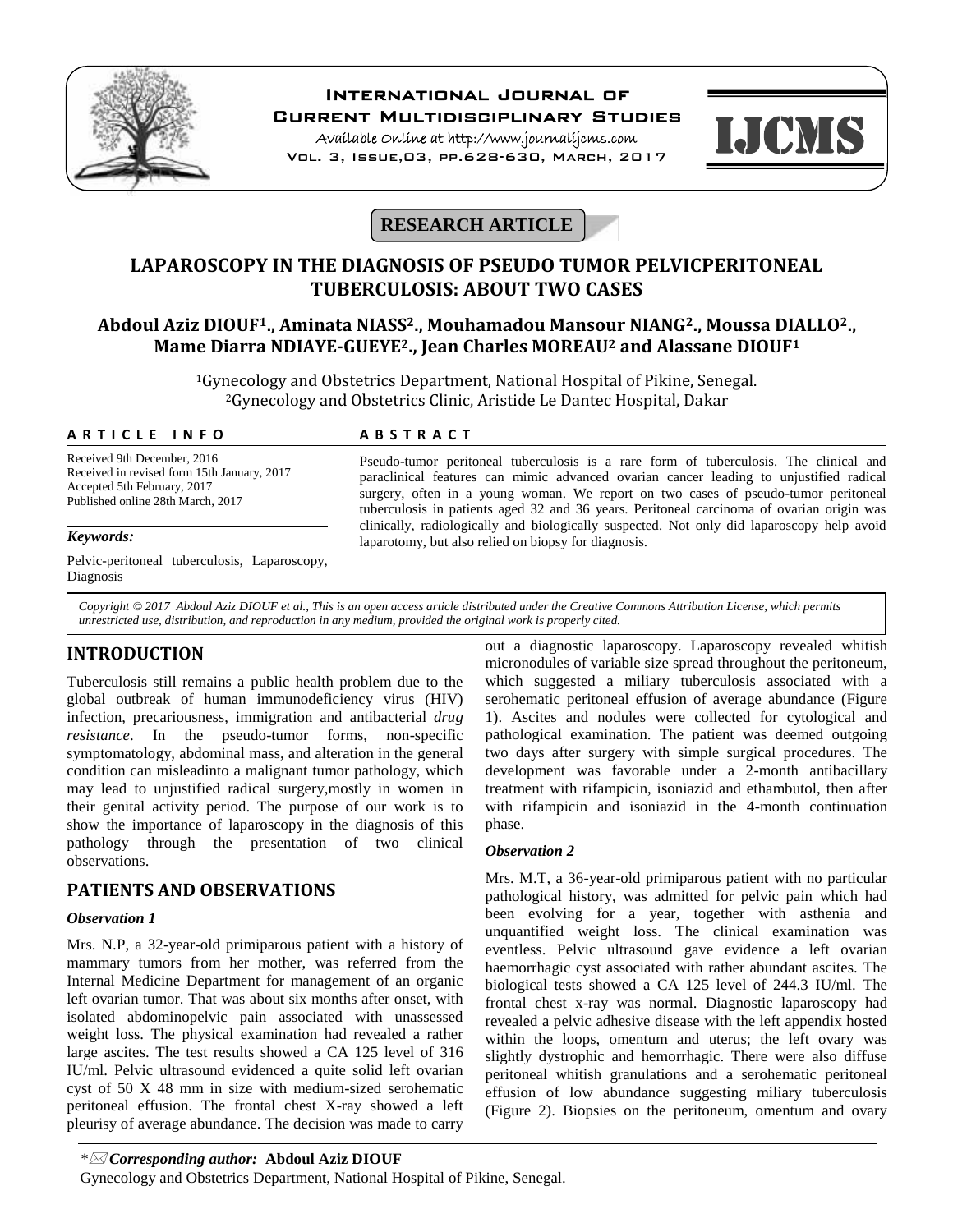**RESEARCH ARTICLE**

# LAPAROSCOPY IN THE DIAGNOSIS OF PSEUDO TUMOR PELVICPERITONEAL TUBERCULOSIS: ABOUT TWO CASES

**Abdoul Aziz DIOUF[1]., Aminata NIASS[2]., Mouhamadou Mansour NIANG[2]., Moussa DIALLO[2]., Mame Diarra NDIAYE-GUEYE[2]., Jean Charles MOREAU[2] and Alassane DIOUF[1]**

[1]Gynecology and Obstetrics Department, National Hospital of Pikine, Senegal.
[2]Gynecology and Obstetrics Clinic, Aristide Le Dantec Hospital, Dakar

**ARTICLE INFO**

Received 9th December, 2016
Received in revised form 15th January, 2017
Accepted 5th February, 2017
Published online 28th March, 2017

***Keywords:***

Pelvic-peritoneal tuberculosis, Laparoscopy, Diagnosis

**ABSTRACT**

Pseudo-tumor peritoneal tuberculosis is a rare form of tuberculosis. The clinical and paraclinical features can mimic advanced ovarian cancer leading to unjustified radical surgery, often in a young woman. We report on two cases of pseudo-tumor peritoneal tuberculosis in patients aged 32 and 36 years. Peritoneal carcinoma of ovarian origin was clinically, radiologically and biologically suspected. Not only did laparoscopy help avoid laparotomy, but also relied on biopsy for diagnosis.

*Copyright © 2017 Abdoul Aziz DIOUF et al., This is an open access article distributed under the Creative Commons Attribution License, which permits unrestricted use, distribution, and reproduction in any medium, provided the original work is properly cited.*

## INTRODUCTION

Tuberculosis still remains a public health problem due to the global outbreak of human immunodeficiency virus (HIV) infection, precariousness, immigration and antibacterial *drug resistance*. In the pseudo-tumor forms, non-specific symptomatology, abdominal mass, and alteration in the general condition can misleadinto a malignant tumor pathology, which may lead to unjustified radical surgery,mostly in women in their genital activity period. The purpose of our work is to show the importance of laparoscopy in the diagnosis of this pathology through the presentation of two clinical observations.

## PATIENTS AND OBSERVATIONS

### *Observation 1*

Mrs. N.P, a 32-year-old primiparous patient with a history of mammary tumors from her mother, was referred from the Internal Medicine Department for management of an organic left ovarian tumor. That was about six months after onset, with isolated abdominopelvic pain associated with unassessed weight loss. The physical examination had revealed a rather large ascites. The test results showed a CA 125 level of 316 IU/ml. Pelvic ultrasound evidenced a quite solid left ovarian cyst of 50 X 48 mm in size with medium-sized serohematic peritoneal effusion. The frontal chest X-ray showed a left pleurisy of average abundance. The decision was made to carry out a diagnostic laparoscopy. Laparoscopy revealed whitish micronodules of variable size spread throughout the peritoneum, which suggested a miliary tuberculosis associated with a serohematic peritoneal effusion of average abundance (Figure 1). Ascites and nodules were collected for cytological and pathological examination. The patient was deemed outgoing two days after surgery with simple surgical procedures. The development was favorable under a 2-month antibacillary treatment with rifampicin, isoniazid and ethambutol, then after with rifampicin and isoniazid in the 4-month continuation phase.

### *Observation 2*

Mrs. M.T, a 36-year-old primiparous patient with no particular pathological history, was admitted for pelvic pain which had been evolving for a year, together with asthenia and unquantified weight loss. The clinical examination was eventless. Pelvic ultrasound gave evidence a left ovarian haemorrhagic cyst associated with rather abundant ascites. The biological tests showed a CA 125 level of 244.3 IU/ml. The frontal chest x-ray was normal. Diagnostic laparoscopy had revealed a pelvic adhesive disease with the left appendix hosted within the loops, omentum and uterus; the left ovary was slightly dystrophic and hemorrhagic. There were also diffuse peritoneal whitish granulations and a serohematic peritoneal effusion of low abundance suggesting miliary tuberculosis (Figure 2). Biopsies on the peritoneum, omentum and ovary

*Corresponding author:* **Abdoul Aziz DIOUF**
Gynecology and Obstetrics Department, National Hospital of Pikine, Senegal.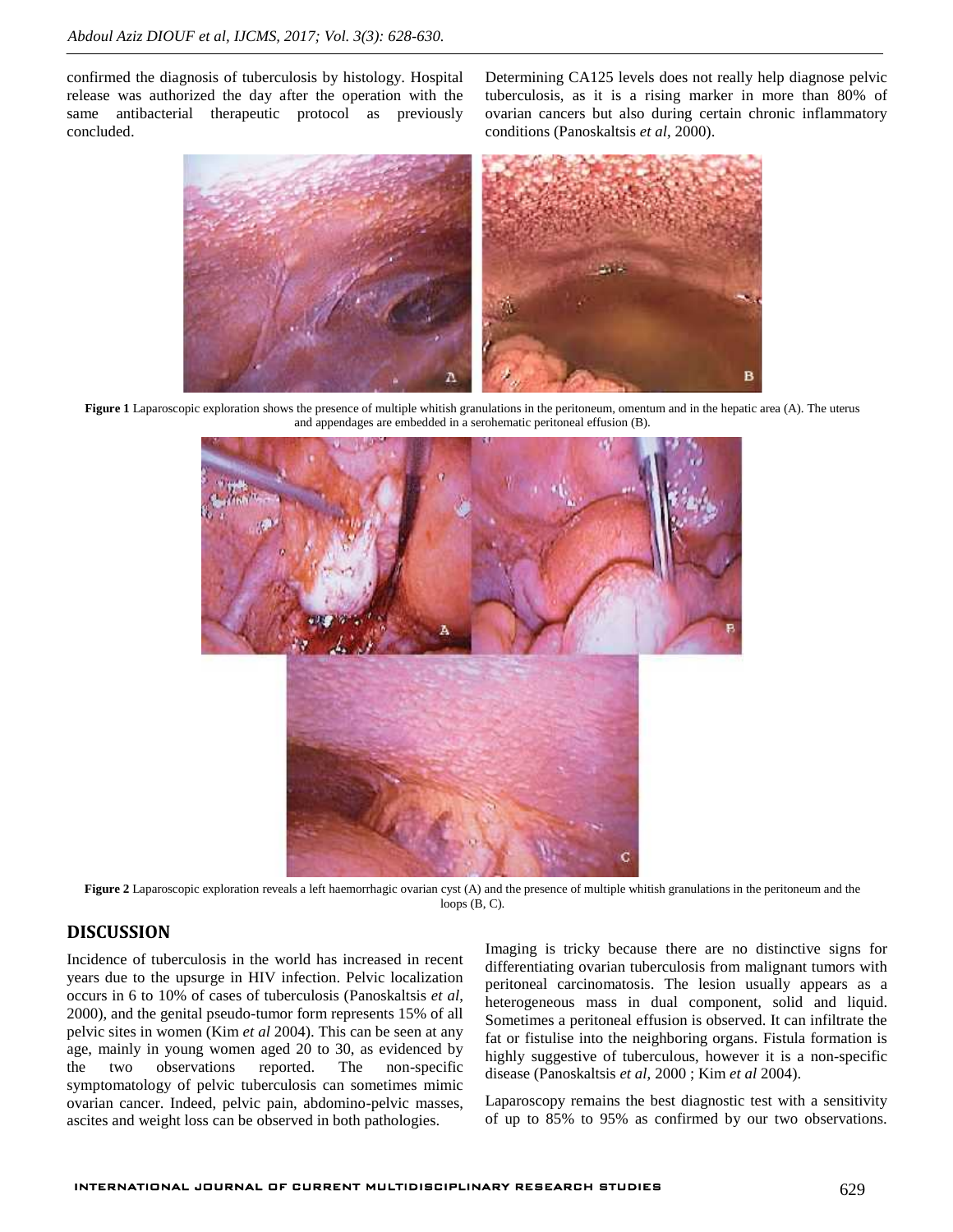confirmed the diagnosis of tuberculosis by histology. Hospital release was authorized the day after the operation with the same antibacterial therapeutic protocol as previously concluded.

Determining CA125 levels does not really help diagnose pelvic tuberculosis, as it is a rising marker in more than 80% of ovarian cancers but also during certain chronic inflammatory conditions (Panoskaltsis *et al*, 2000).

**Figure 1** Laparoscopic exploration shows the presence of multiple whitish granulations in the peritoneum, omentum and in the hepatic area (A). The uterus and appendages are embedded in a serohematic peritoneal effusion (B).

**Figure 2** Laparoscopic exploration reveals a left haemorrhagic ovarian cyst (A) and the presence of multiple whitish granulations in the peritoneum and the loops (B, C).

## DISCUSSION

Incidence of tuberculosis in the world has increased in recent years due to the upsurge in HIV infection. Pelvic localization occurs in 6 to 10% of cases of tuberculosis (Panoskaltsis *et al*, 2000), and the genital pseudo-tumor form represents 15% of all pelvic sites in women (Kim *et al* 2004). This can be seen at any age, mainly in young women aged 20 to 30, as evidenced by the two observations reported. The non-specific symptomatology of pelvic tuberculosis can sometimes mimic ovarian cancer. Indeed, pelvic pain, abdomino-pelvic masses, ascites and weight loss can be observed in both pathologies.

Imaging is tricky because there are no distinctive signs for differentiating ovarian tuberculosis from malignant tumors with peritoneal carcinomatosis. The lesion usually appears as a heterogeneous mass in dual component, solid and liquid. Sometimes a peritoneal effusion is observed. It can infiltrate the fat or fistulise into the neighboring organs. Fistula formation is highly suggestive of tuberculous, however it is a non-specific disease (Panoskaltsis *et al*, 2000 ; Kim *et al* 2004).

Laparoscopy remains the best diagnostic test with a sensitivity of up to 85% to 95% as confirmed by our two observations.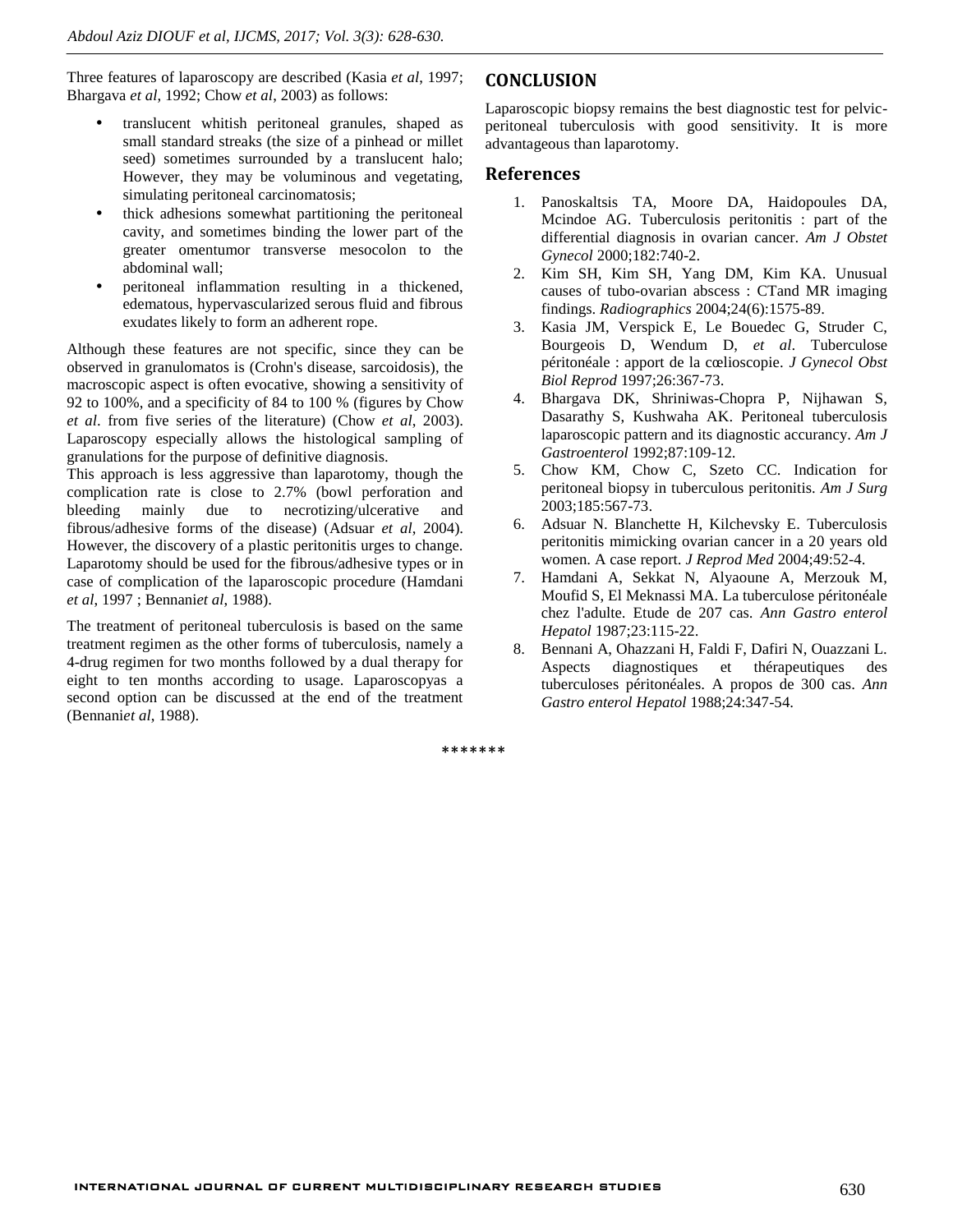Three features of laparoscopy are described (Kasia *et al*, 1997; Bhargava *et al*, 1992; Chow *et al*, 2003) as follows:

- translucent whitish peritoneal granules, shaped as small standard streaks (the size of a pinhead or millet seed) sometimes surrounded by a translucent halo; However, they may be voluminous and vegetating, simulating peritoneal carcinomatosis;
- thick adhesions somewhat partitioning the peritoneal cavity, and sometimes binding the lower part of the greater omentumor transverse mesocolon to the abdominal wall;
- peritoneal inflammation resulting in a thickened, edematous, hypervascularized serous fluid and fibrous exudates likely to form an adherent rope.

Although these features are not specific, since they can be observed in granulomatos is (Crohn's disease, sarcoidosis), the macroscopic aspect is often evocative, showing a sensitivity of 92 to 100%, and a specificity of 84 to 100 % (figures by Chow *et al*. from five series of the literature) (Chow *et al*, 2003). Laparoscopy especially allows the histological sampling of granulations for the purpose of definitive diagnosis.

This approach is less aggressive than laparotomy, though the complication rate is close to 2.7% (bowl perforation and bleeding mainly due to necrotizing/ulcerative and fibrous/adhesive forms of the disease) (Adsuar *et al*, 2004). However, the discovery of a plastic peritonitis urges to change. Laparotomy should be used for the fibrous/adhesive types or in case of complication of the laparoscopic procedure (Hamdani *et al*, 1997 ; Bennani*et al*, 1988).

The treatment of peritoneal tuberculosis is based on the same treatment regimen as the other forms of tuberculosis, namely a 4-drug regimen for two months followed by a dual therapy for eight to ten months according to usage. Laparoscopyas a second option can be discussed at the end of the treatment (Bennani*et al*, 1988).

## CONCLUSION

Laparoscopic biopsy remains the best diagnostic test for pelvic-peritoneal tuberculosis with good sensitivity. It is more advantageous than laparotomy.

## References

1. Panoskaltsis TA, Moore DA, Haidopoules DA, Mcindoe AG. Tuberculosis peritonitis : part of the differential diagnosis in ovarian cancer. *Am J Obstet Gynecol* 2000;182:740-2.
2. Kim SH, Kim SH, Yang DM, Kim KA. Unusual causes of tubo-ovarian abscess : CTand MR imaging findings. *Radiographics* 2004;24(6):1575-89.
3. Kasia JM, Verspick E, Le Bouedec G, Struder C, Bourgeois D, Wendum D, *et al*. Tuberculose péritonéale : apport de la cœlioscopie. *J Gynecol Obst Biol Reprod* 1997;26:367-73.
4. Bhargava DK, Shriniwas-Chopra P, Nijhawan S, Dasarathy S, Kushwaha AK. Peritoneal tuberculosis laparoscopic pattern and its diagnostic accurancy. *Am J Gastroenterol* 1992;87:109-12.
5. Chow KM, Chow C, Szeto CC. Indication for peritoneal biopsy in tuberculous peritonitis. *Am J Surg* 2003;185:567-73.
6. Adsuar N. Blanchette H, Kilchevsky E. Tuberculosis peritonitis mimicking ovarian cancer in a 20 years old women. A case report. *J Reprod Med* 2004;49:52-4.
7. Hamdani A, Sekkat N, Alyaoune A, Merzouk M, Moufid S, El Meknassi MA. La tuberculose péritonéale chez l'adulte. Etude de 207 cas. *Ann Gastro enterol Hepatol* 1987;23:115-22.
8. Bennani A, Ohazzani H, Faldi F, Dafiri N, Ouazzani L. Aspects diagnostiques et thérapeutiques des tuberculoses péritonéales. A propos de 300 cas. *Ann Gastro enterol Hepatol* 1988;24:347-54.

*******